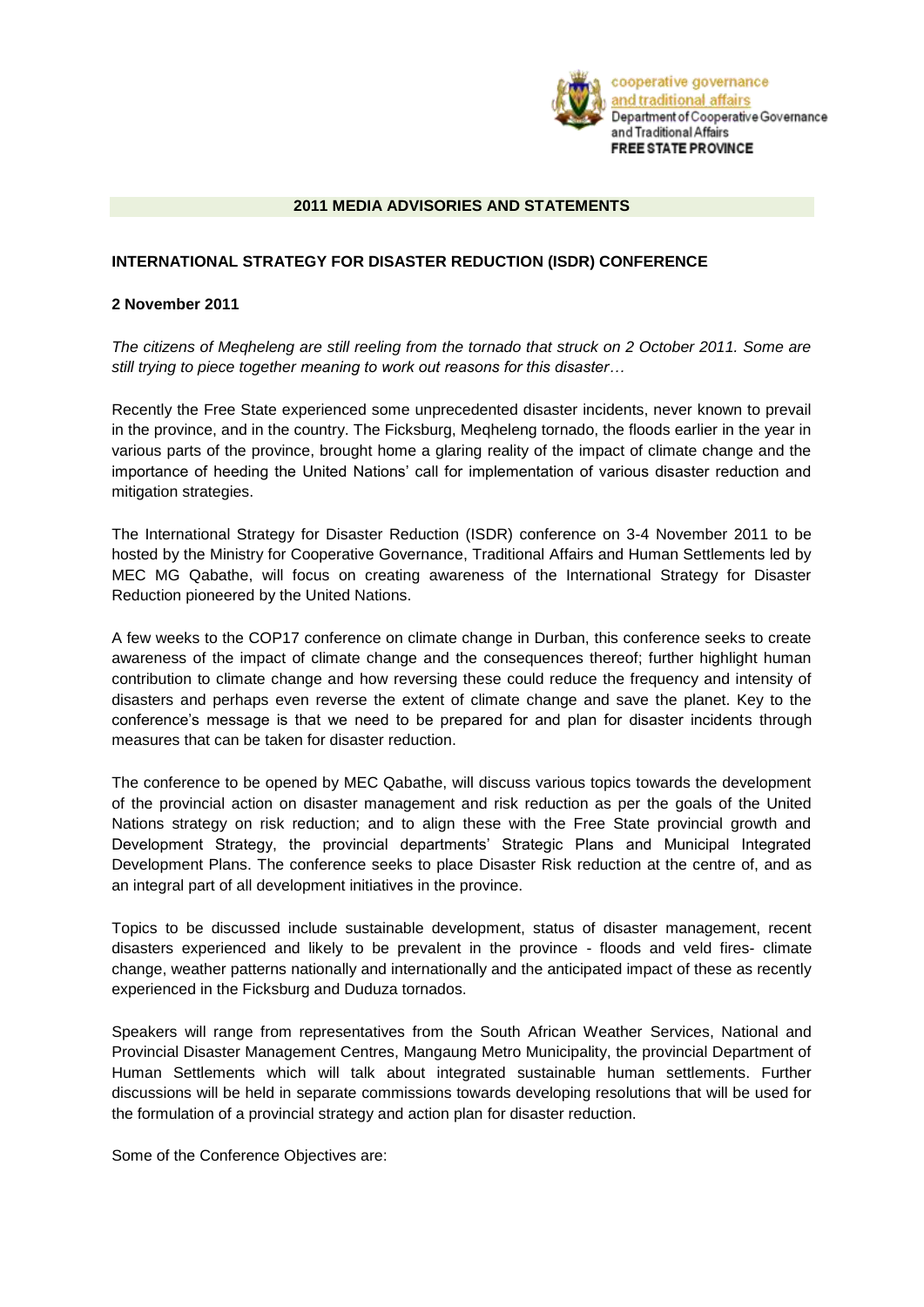cooperative governance
and traditional affairs
Department of Cooperative Governance
and Traditional Affairs
**FREE STATE PROVINCE**

## 2011 MEDIA ADVISORIES AND STATEMENTS

### INTERNATIONAL STRATEGY FOR DISASTER REDUCTION (ISDR) CONFERENCE

**2 November 2011**

*The citizens of Meqheleng are still reeling from the tornado that struck on 2 October 2011. Some are still trying to piece together meaning to work out reasons for this disaster…*

Recently the Free State experienced some unprecedented disaster incidents, never known to prevail in the province, and in the country. The Ficksburg, Meqheleng tornado, the floods earlier in the year in various parts of the province, brought home a glaring reality of the impact of climate change and the importance of heeding the United Nations' call for implementation of various disaster reduction and mitigation strategies.

The International Strategy for Disaster Reduction (ISDR) conference on 3-4 November 2011 to be hosted by the Ministry for Cooperative Governance, Traditional Affairs and Human Settlements led by MEC MG Qabathe, will focus on creating awareness of the International Strategy for Disaster Reduction pioneered by the United Nations.

A few weeks to the COP17 conference on climate change in Durban, this conference seeks to create awareness of the impact of climate change and the consequences thereof; further highlight human contribution to climate change and how reversing these could reduce the frequency and intensity of disasters and perhaps even reverse the extent of climate change and save the planet. Key to the conference's message is that we need to be prepared for and plan for disaster incidents through measures that can be taken for disaster reduction.

The conference to be opened by MEC Qabathe, will discuss various topics towards the development of the provincial action on disaster management and risk reduction as per the goals of the United Nations strategy on risk reduction; and to align these with the Free State provincial growth and Development Strategy, the provincial departments' Strategic Plans and Municipal Integrated Development Plans. The conference seeks to place Disaster Risk reduction at the centre of, and as an integral part of all development initiatives in the province.

Topics to be discussed include sustainable development, status of disaster management, recent disasters experienced and likely to be prevalent in the province - floods and veld fires- climate change, weather patterns nationally and internationally and the anticipated impact of these as recently experienced in the Ficksburg and Duduza tornados.

Speakers will range from representatives from the South African Weather Services, National and Provincial Disaster Management Centres, Mangaung Metro Municipality, the provincial Department of Human Settlements which will talk about integrated sustainable human settlements. Further discussions will be held in separate commissions towards developing resolutions that will be used for the formulation of a provincial strategy and action plan for disaster reduction.

Some of the Conference Objectives are: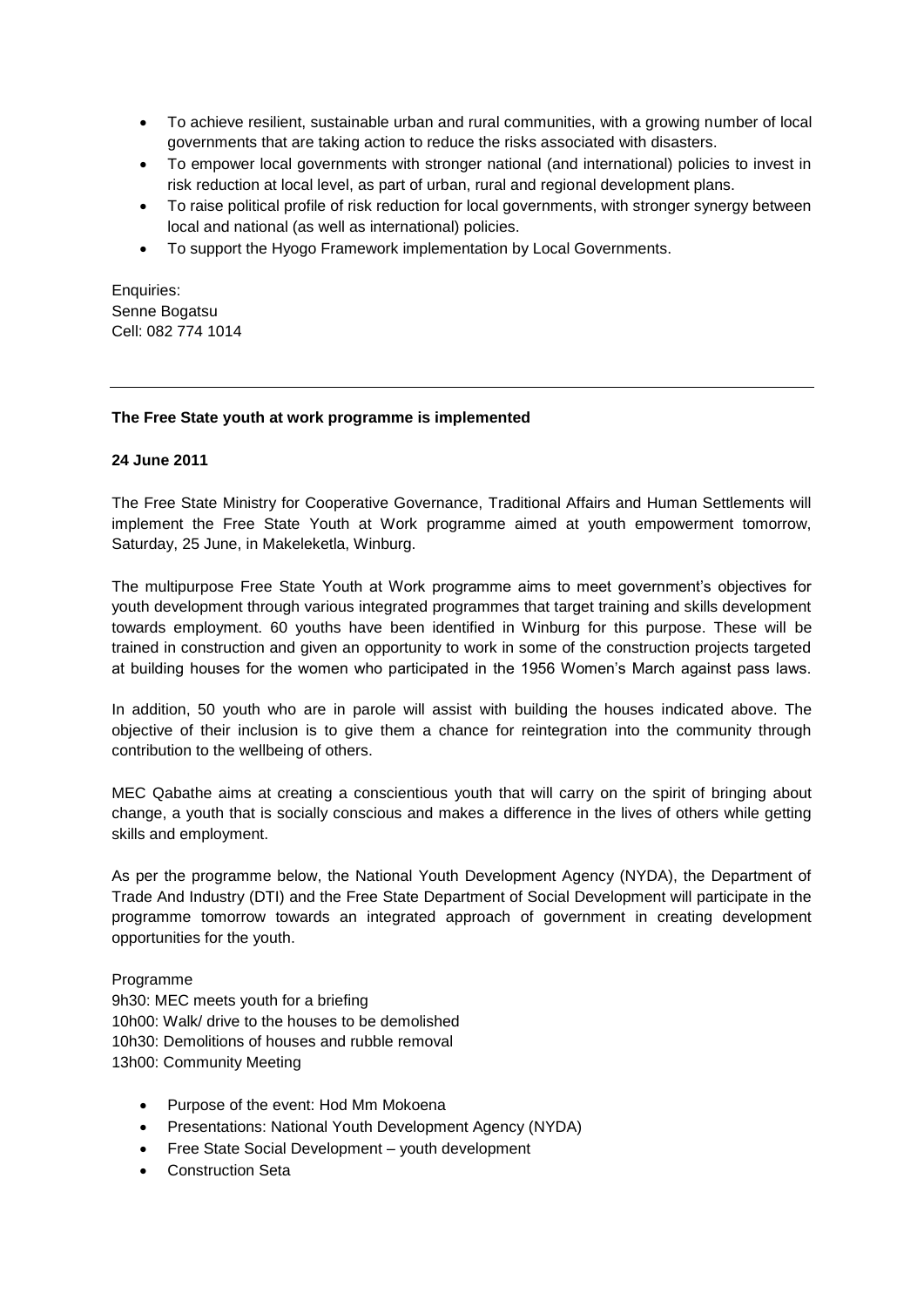- To achieve resilient, sustainable urban and rural communities, with a growing number of local governments that are taking action to reduce the risks associated with disasters.
- To empower local governments with stronger national (and international) policies to invest in risk reduction at local level, as part of urban, rural and regional development plans.
- To raise political profile of risk reduction for local governments, with stronger synergy between local and national (as well as international) policies.
- To support the Hyogo Framework implementation by Local Governments.

Enquiries:
Senne Bogatsu
Cell: 082 774 1014

---

**The Free State youth at work programme is implemented**

**24 June 2011**

The Free State Ministry for Cooperative Governance, Traditional Affairs and Human Settlements will implement the Free State Youth at Work programme aimed at youth empowerment tomorrow, Saturday, 25 June, in Makeleketla, Winburg.

The multipurpose Free State Youth at Work programme aims to meet government's objectives for youth development through various integrated programmes that target training and skills development towards employment. 60 youths have been identified in Winburg for this purpose. These will be trained in construction and given an opportunity to work in some of the construction projects targeted at building houses for the women who participated in the 1956 Women's March against pass laws.

In addition, 50 youth who are in parole will assist with building the houses indicated above. The objective of their inclusion is to give them a chance for reintegration into the community through contribution to the wellbeing of others.

MEC Qabathe aims at creating a conscientious youth that will carry on the spirit of bringing about change, a youth that is socially conscious and makes a difference in the lives of others while getting skills and employment.

As per the programme below, the National Youth Development Agency (NYDA), the Department of Trade And Industry (DTI) and the Free State Department of Social Development will participate in the programme tomorrow towards an integrated approach of government in creating development opportunities for the youth.

Programme
9h30: MEC meets youth for a briefing
10h00: Walk/ drive to the houses to be demolished
10h30: Demolitions of houses and rubble removal
13h00: Community Meeting

- Purpose of the event: Hod Mm Mokoena
- Presentations: National Youth Development Agency (NYDA)
- Free State Social Development – youth development
- Construction Seta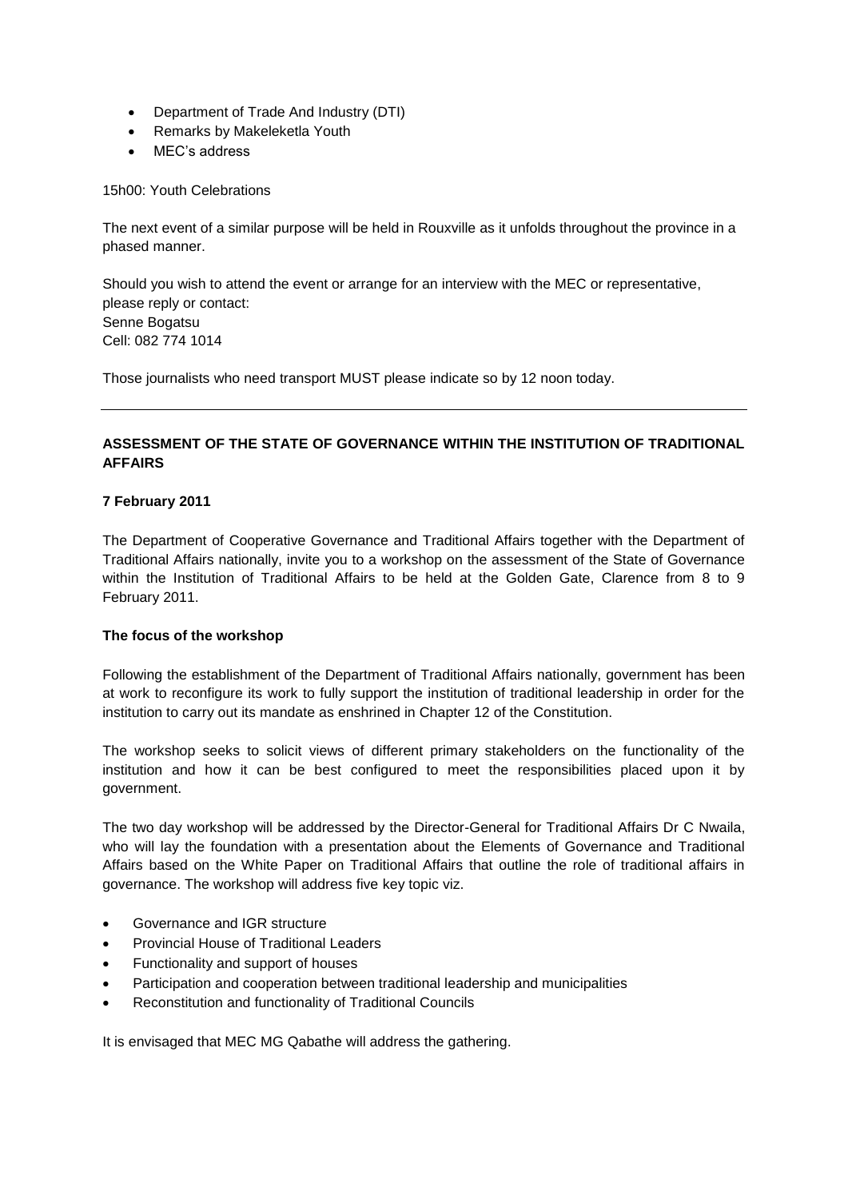- Department of Trade And Industry (DTI)
- Remarks by Makeleketla Youth
- MEC's address

15h00: Youth Celebrations

The next event of a similar purpose will be held in Rouxville as it unfolds throughout the province in a phased manner.

Should you wish to attend the event or arrange for an interview with the MEC or representative, please reply or contact:
Senne Bogatsu
Cell: 082 774 1014

Those journalists who need transport MUST please indicate so by 12 noon today.

---

**ASSESSMENT OF THE STATE OF GOVERNANCE WITHIN THE INSTITUTION OF TRADITIONAL AFFAIRS**

**7 February 2011**

The Department of Cooperative Governance and Traditional Affairs together with the Department of Traditional Affairs nationally, invite you to a workshop on the assessment of the State of Governance within the Institution of Traditional Affairs to be held at the Golden Gate, Clarence from 8 to 9 February 2011.

**The focus of the workshop**

Following the establishment of the Department of Traditional Affairs nationally, government has been at work to reconfigure its work to fully support the institution of traditional leadership in order for the institution to carry out its mandate as enshrined in Chapter 12 of the Constitution.

The workshop seeks to solicit views of different primary stakeholders on the functionality of the institution and how it can be best configured to meet the responsibilities placed upon it by government.

The two day workshop will be addressed by the Director-General for Traditional Affairs Dr C Nwaila, who will lay the foundation with a presentation about the Elements of Governance and Traditional Affairs based on the White Paper on Traditional Affairs that outline the role of traditional affairs in governance. The workshop will address five key topic viz.

- Governance and IGR structure
- Provincial House of Traditional Leaders
- Functionality and support of houses
- Participation and cooperation between traditional leadership and municipalities
- Reconstitution and functionality of Traditional Councils

It is envisaged that MEC MG Qabathe will address the gathering.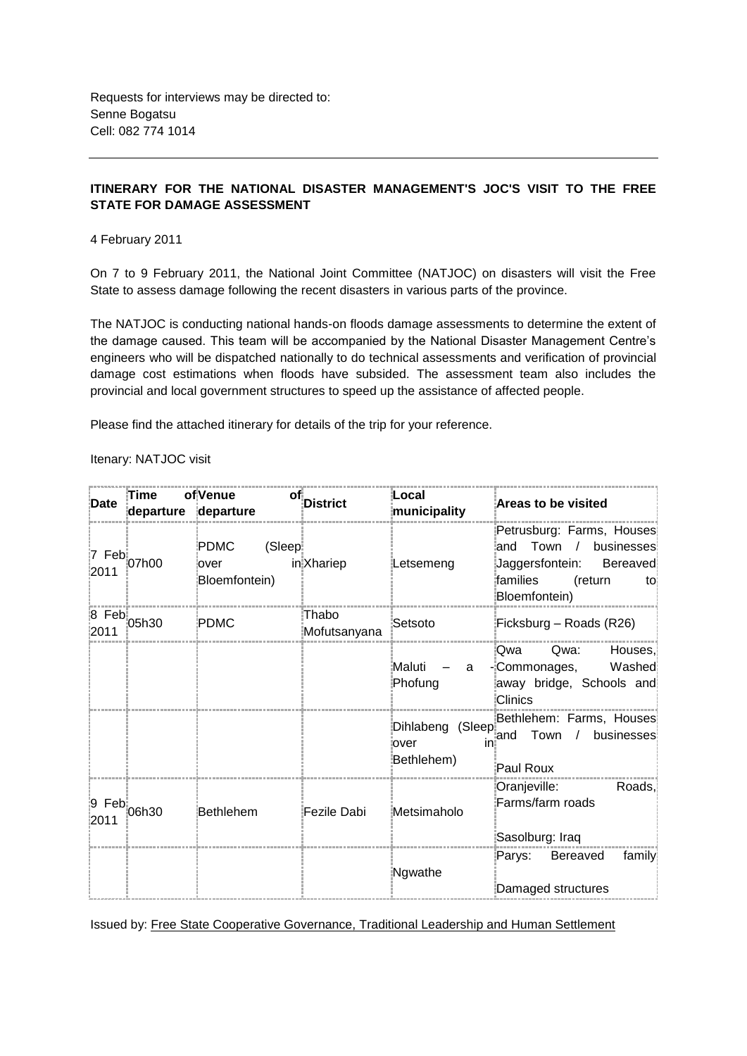Requests for interviews may be directed to:
Senne Bogatsu
Cell: 082 774 1014

---

**ITINERARY FOR THE NATIONAL DISASTER MANAGEMENT'S JOC'S VISIT TO THE FREE STATE FOR DAMAGE ASSESSMENT**

4 February 2011

On 7 to 9 February 2011, the National Joint Committee (NATJOC) on disasters will visit the Free State to assess damage following the recent disasters in various parts of the province.

The NATJOC is conducting national hands-on floods damage assessments to determine the extent of the damage caused. This team will be accompanied by the National Disaster Management Centre's engineers who will be dispatched nationally to do technical assessments and verification of provincial damage cost estimations when floods have subsided. The assessment team also includes the provincial and local government structures to speed up the assistance of affected people.

Please find the attached itinerary for details of the trip for your reference.

Itenary: NATJOC visit

| Date | Time of departure | Venue of departure | District | Local municipality | Areas to be visited |
|---|---|---|---|---|---|
| 7 Feb 2011 | 07h00 | PDMC (Sleep over in Bloemfontein) | Xhariep | Letsemeng | Petrusburg: Farms, Houses and Town / businesses Jaggersfontein: Bereaved families (return to Bloemfontein) |
| 8 Feb 2011 | 05h30 | PDMC | Thabo Mofutsanyana | Setsoto | Ficksburg – Roads (R26) |
| | | | | Maluti – a - Phofung | Qwa Qwa: Houses, Commonages, Washed away bridge, Schools and Clinics |
| | | | | Dihlabeng (Sleep over in Bethlehem) | Bethlehem: Farms, Houses and Town / businesses<br><br>Paul Roux |
| 9 Feb 2011 | 06h30 | Bethlehem | Fezile Dabi | Metsimaholo | Oranjeville: Roads, Farms/farm roads<br><br>Sasolburg: Iraq |
| | | | | Ngwathe | Parys: Bereaved family<br><br>Damaged structures |

Issued by: Free State Cooperative Governance, Traditional Leadership and Human Settlement